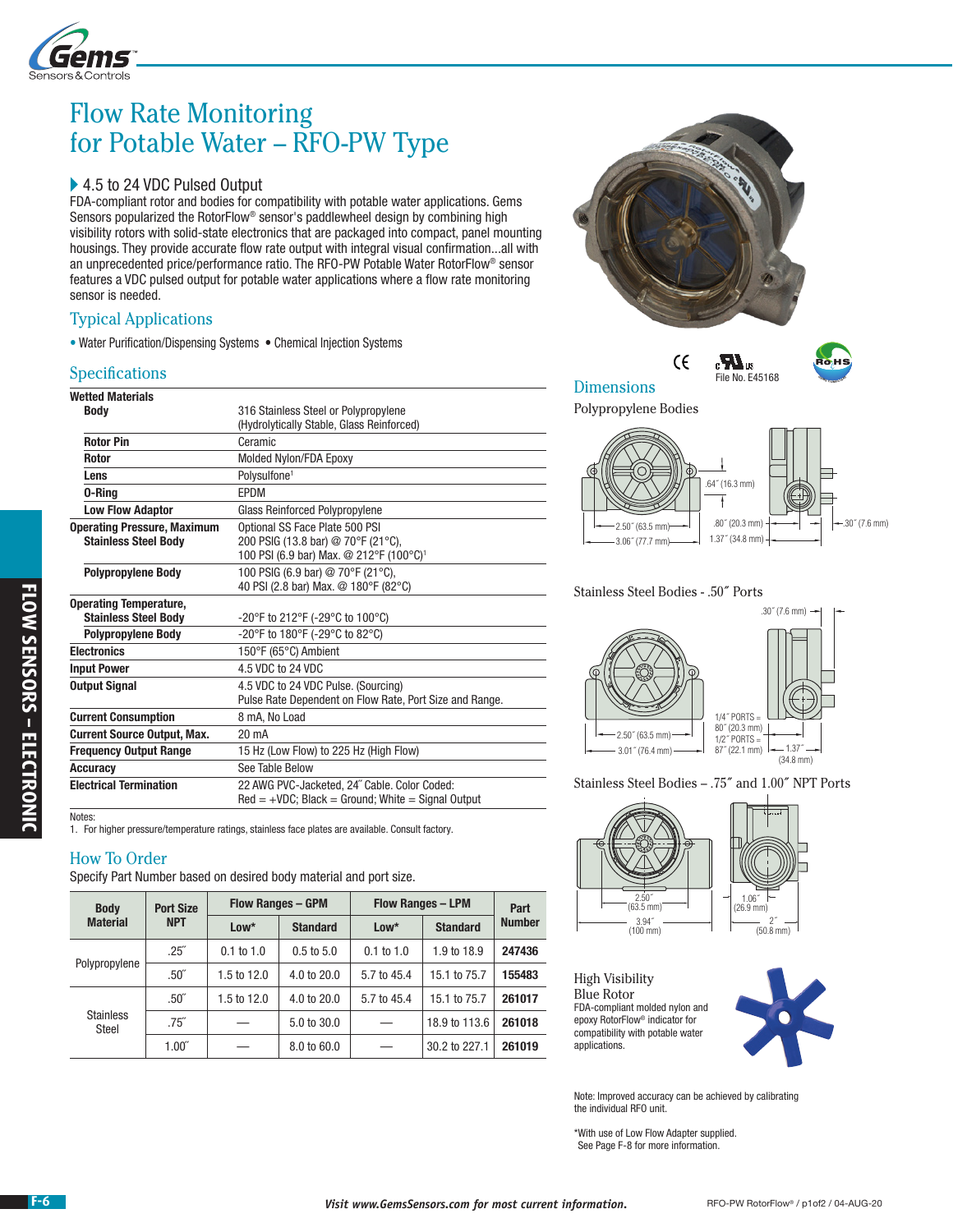# Flow Rate Monitoring for Potable Water – RFO-PW Type

## 4.5 to 24 VDC Pulsed Output

FDA-compliant rotor and bodies for compatibility with potable water applications. Gems Sensors popularized the RotorFlow® sensor's paddlewheel design by combining high visibility rotors with solid-state electronics that are packaged into compact, panel mounting housings. They provide accurate flow rate output with integral visual confirmation...all with an unprecedented price/performance ratio. The RFO-PW Potable Water RotorFlow® sensor features a VDC pulsed output for potable water applications where a flow rate monitoring sensor is needed.

## Typical Applications

- Water Purification/Dispensing Systems
- Chemical Injection Systems

## Specifications

| | |
|---|---|
| **Wetted Materials** | |
| **Body** | 316 Stainless Steel or Polypropylene (Hydrolytically Stable, Glass Reinforced) |
| **Rotor Pin** | Ceramic |
| **Rotor** | Molded Nylon/FDA Epoxy |
| **Lens** | Polysulfone[1] |
| **O-Ring** | EPDM |
| **Low Flow Adaptor** | Glass Reinforced Polypropylene |
| **Operating Pressure, Maximum Stainless Steel Body** | Optional SS Face Plate 500 PSI<br>200 PSIG (13.8 bar) @ 70°F (21°C),<br>100 PSI (6.9 bar) Max. @ 212°F (100°C)[1] |
| **Polypropylene Body** | 100 PSIG (6.9 bar) @ 70°F (21°C),<br>40 PSI (2.8 bar) Max. @ 180°F (82°C) |
| **Operating Temperature, Stainless Steel Body** | -20°F to 212°F (-29°C to 100°C) |
| **Polypropylene Body** | -20°F to 180°F (-29°C to 82°C) |
| **Electronics** | 150°F (65°C) Ambient |
| **Input Power** | 4.5 VDC to 24 VDC |
| **Output Signal** | 4.5 VDC to 24 VDC Pulse. (Sourcing)<br>Pulse Rate Dependent on Flow Rate, Port Size and Range. |
| **Current Consumption** | 8 mA, No Load |
| **Current Source Output, Max.** | 20 mA |
| **Frequency Output Range** | 15 Hz (Low Flow) to 225 Hz (High Flow) |
| **Accuracy** | See Table Below |
| **Electrical Termination** | 22 AWG PVC-Jacketed, 24″ Cable. Color Coded:<br>Red = +VDC; Black = Ground; White = Signal Output |

Notes:
1. For higher pressure/temperature ratings, stainless face plates are available. Consult factory.

## How To Order

Specify Part Number based on desired body material and port size.

| Body Material | Port Size NPT | Flow Ranges – GPM | | Flow Ranges – LPM | | Part Number |
|---|---|---|---|---|---|---|
| | | Low* | Standard | Low* | Standard | |
| Polypropylene | .25″ | 0.1 to 1.0 | 0.5 to 5.0 | 0.1 to 1.0 | 1.9 to 18.9 | 247436 |
| | .50″ | 1.5 to 12.0 | 4.0 to 20.0 | 5.7 to 45.4 | 15.1 to 75.7 | 155483 |
| Stainless Steel | .50″ | 1.5 to 12.0 | 4.0 to 20.0 | 5.7 to 45.4 | 15.1 to 75.7 | 261017 |
| | .75″ | — | 5.0 to 30.0 | — | 18.9 to 113.6 | 261018 |
| | 1.00″ | — | 8.0 to 60.0 | — | 30.2 to 227.1 | 261019 |

File No. E45168

## Dimensions

Polypropylene Bodies

.64″ (16.3 mm); 2.50″ (63.5 mm); 3.06″ (77.7 mm); .80″ (20.3 mm); 1.37″ (34.8 mm); .30″ (7.6 mm)

Stainless Steel Bodies - .50″ Ports

.30″ (7.6 mm); 2.50″ (63.5 mm); 3.01″ (76.4 mm); 1/4″ PORTS = .80″ (20.3 mm); 1/2″ PORTS = .87″ (22.1 mm); 1.37″ (34.8 mm)

Stainless Steel Bodies – .75″ and 1.00″ NPT Ports

2.50″ (63.5 mm); 3.94″ (100 mm); 1.06″ (26.9 mm); 2″ (50.8 mm)

### High Visibility Blue Rotor

FDA-compliant molded nylon and epoxy RotorFlow® indicator for compatibility with potable water applications.

Note: Improved accuracy can be achieved by calibrating the individual RFO unit.

*With use of Low Flow Adapter supplied. See Page F-8 for more information.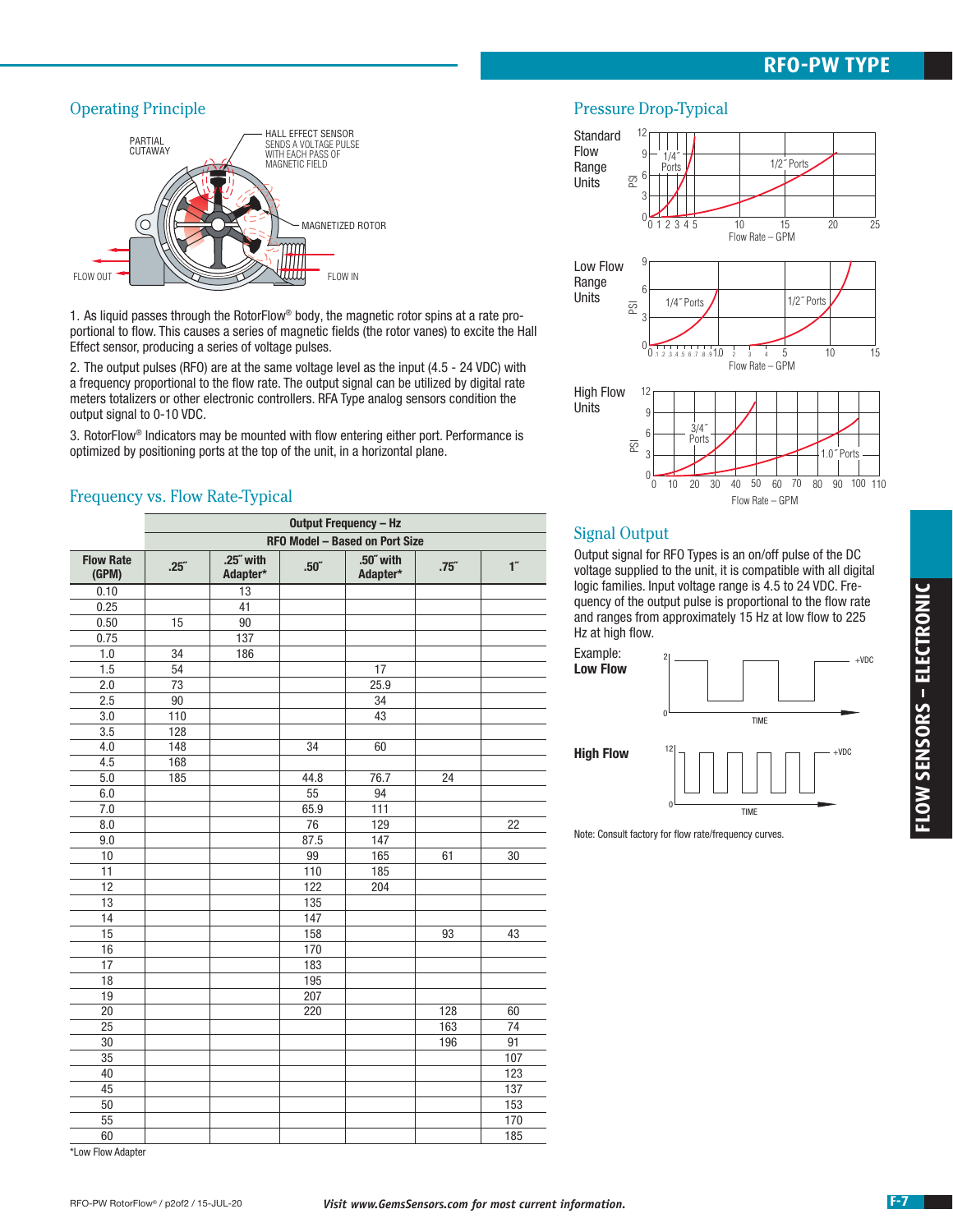# RFO-PW TYPE

## Operating Principle

PARTIAL CUTAWAY

HALL EFFECT SENSOR SENDS A VOLTAGE PULSE WITH EACH PASS OF MAGNETIC FIELD

MAGNETIZED ROTOR

FLOW OUT

FLOW IN

1. As liquid passes through the RotorFlow® body, the magnetic rotor spins at a rate proportional to flow. This causes a series of magnetic fields (the rotor vanes) to excite the Hall Effect sensor, producing a series of voltage pulses.
2. The output pulses (RFO) are at the same voltage level as the input (4.5 - 24 VDC) with a frequency proportional to the flow rate. The output signal can be utilized by digital rate meters totalizers or other electronic controllers. RFA Type analog sensors condition the output signal to 0-10 VDC.
3. RotorFlow® Indicators may be mounted with flow entering either port. Performance is optimized by positioning ports at the top of the unit, in a horizontal plane.

## Frequency vs. Flow Rate-Typical

| | Output Frequency – Hz | | | | | |
|---|---|---|---|---|---|---|
| | RFO Model – Based on Port Size | | | | | |
| Flow Rate (GPM) | .25˝ | .25˝ with Adapter* | .50˝ | .50˝ with Adapter* | .75˝ | 1˝ |
| 0.10 | | 13 | | | | |
| 0.25 | | 41 | | | | |
| 0.50 | 15 | 90 | | | | |
| 0.75 | | 137 | | | | |
| 1.0 | 34 | 186 | | | | |
| 1.5 | 54 | | | 17 | | |
| 2.0 | 73 | | | 25.9 | | |
| 2.5 | 90 | | | 34 | | |
| 3.0 | 110 | | | 43 | | |
| 3.5 | 128 | | | | | |
| 4.0 | 148 | | 34 | 60 | | |
| 4.5 | 168 | | | | | |
| 5.0 | 185 | | 44.8 | 76.7 | 24 | |
| 6.0 | | | 55 | 94 | | |
| 7.0 | | | 65.9 | 111 | | |
| 8.0 | | | 76 | 129 | | 22 |
| 9.0 | | | 87.5 | 147 | | |
| 10 | | | 99 | 165 | 61 | 30 |
| 11 | | | 110 | 185 | | |
| 12 | | | 122 | 204 | | |
| 13 | | | 135 | | | |
| 14 | | | 147 | | | |
| 15 | | | 158 | | 93 | 43 |
| 16 | | | 170 | | | |
| 17 | | | 183 | | | |
| 18 | | | 195 | | | |
| 19 | | | 207 | | | |
| 20 | | | 220 | | 128 | 60 |
| 25 | | | | | 163 | 74 |
| 30 | | | | | 196 | 91 |
| 35 | | | | | | 107 |
| 40 | | | | | | 123 |
| 45 | | | | | | 137 |
| 50 | | | | | | 153 |
| 55 | | | | | | 170 |
| 60 | | | | | | 185 |

*Low Flow Adapter

## Pressure Drop-Typical

Standard Flow Range Units

PSI

1/4˝ Ports

1/2˝ Ports

Flow Rate – GPM

Low Flow Range Units

PSI

1/4˝ Ports

1/2˝ Ports

Flow Rate – GPM

High Flow Units

PSI

3/4˝ Ports

1.0˝ Ports

Flow Rate – GPM

## Signal Output

Output signal for RFO Types is an on/off pulse of the DC voltage supplied to the unit, it is compatible with all digital logic families. Input voltage range is 4.5 to 24 VDC. Frequency of the output pulse is proportional to the flow rate and ranges from approximately 15 Hz at low flow to 225 Hz at high flow.

Example:
**Low Flow**

+VDC

TIME

**High Flow**

+VDC

TIME

Note: Consult factory for flow rate/frequency curves.

FLOW SENSORS – ELECTRONIC

RFO-PW RotorFlow® / p2of2 / 15-JUL-20

*Visit www.GemsSensors.com for most current information.*